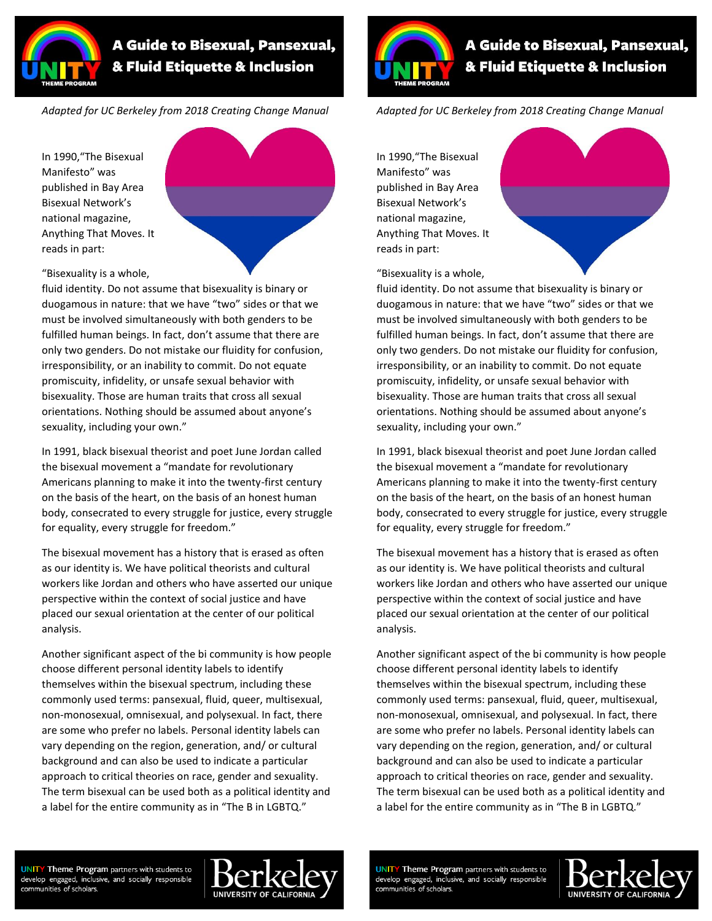# A Guide to Bisexual, Pansexual, & Fluid Etiquette & Inclusion

*Adapted for UC Berkeley from 2018 Creating Change Manual*

In 1990,"The Bisexual Manifesto" was published in Bay Area Bisexual Network's national magazine, Anything That Moves. It reads in part:

"Bisexuality is a whole, fluid identity. Do not assume that bisexuality is binary or duogamous in nature: that we have "two" sides or that we must be involved simultaneously with both genders to be fulfilled human beings. In fact, don't assume that there are only two genders. Do not mistake our fluidity for confusion, irresponsibility, or an inability to commit. Do not equate promiscuity, infidelity, or unsafe sexual behavior with bisexuality. Those are human traits that cross all sexual orientations. Nothing should be assumed about anyone's sexuality, including your own."

In 1991, black bisexual theorist and poet June Jordan called the bisexual movement a "mandate for revolutionary Americans planning to make it into the twenty-first century on the basis of the heart, on the basis of an honest human body, consecrated to every struggle for justice, every struggle for equality, every struggle for freedom."

The bisexual movement has a history that is erased as often as our identity is. We have political theorists and cultural workers like Jordan and others who have asserted our unique perspective within the context of social justice and have placed our sexual orientation at the center of our political analysis.

Another significant aspect of the bi community is how people choose different personal identity labels to identify themselves within the bisexual spectrum, including these commonly used terms: pansexual, fluid, queer, multisexual, non-monosexual, omnisexual, and polysexual. In fact, there are some who prefer no labels. Personal identity labels can vary depending on the region, generation, and/ or cultural background and can also be used to indicate a particular approach to critical theories on race, gender and sexuality. The term bisexual can be used both as a political identity and a label for the entire community as in "The B in LGBTQ."

**UNITY Theme Program** partners with students to develop engaged, inclusive, and socially responsible communities of scholars.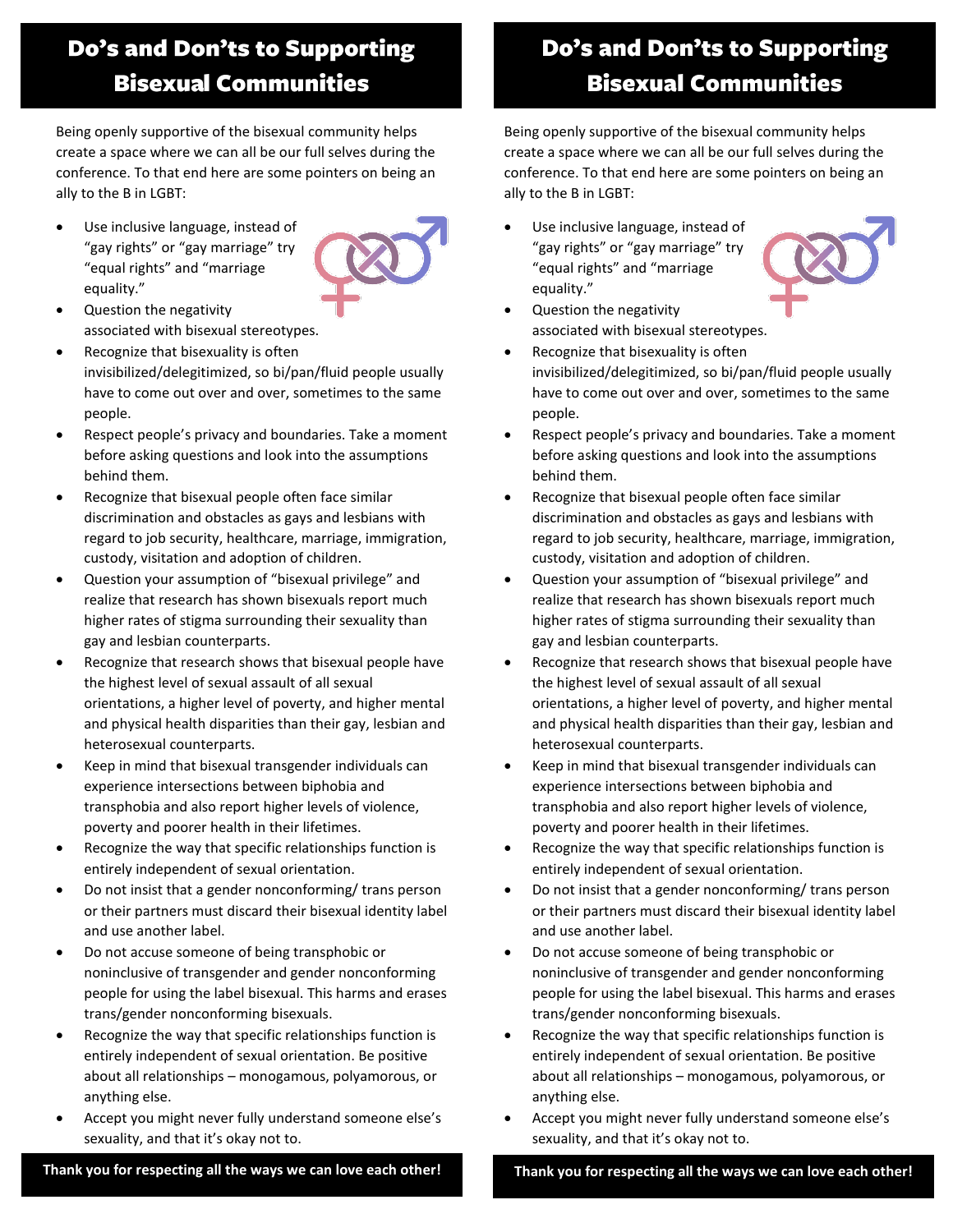# Do's and Don'ts to Supporting Bisexual Communities

Being openly supportive of the bisexual community helps create a space where we can all be our full selves during the conference. To that end here are some pointers on being an ally to the B in LGBT:

- Use inclusive language, instead of "gay rights" or "gay marriage" try "equal rights" and "marriage equality."
- Question the negativity associated with bisexual stereotypes.
- Recognize that bisexuality is often invisibilized/delegitimized, so bi/pan/fluid people usually have to come out over and over, sometimes to the same people.
- Respect people's privacy and boundaries. Take a moment before asking questions and look into the assumptions behind them.
- Recognize that bisexual people often face similar discrimination and obstacles as gays and lesbians with regard to job security, healthcare, marriage, immigration, custody, visitation and adoption of children.
- Question your assumption of "bisexual privilege" and realize that research has shown bisexuals report much higher rates of stigma surrounding their sexuality than gay and lesbian counterparts.
- Recognize that research shows that bisexual people have the highest level of sexual assault of all sexual orientations, a higher level of poverty, and higher mental and physical health disparities than their gay, lesbian and heterosexual counterparts.
- Keep in mind that bisexual transgender individuals can experience intersections between biphobia and transphobia and also report higher levels of violence, poverty and poorer health in their lifetimes.
- Recognize the way that specific relationships function is entirely independent of sexual orientation.
- Do not insist that a gender nonconforming/ trans person or their partners must discard their bisexual identity label and use another label.
- Do not accuse someone of being transphobic or noninclusive of transgender and gender nonconforming people for using the label bisexual. This harms and erases trans/gender nonconforming bisexuals.
- Recognize the way that specific relationships function is entirely independent of sexual orientation. Be positive about all relationships – monogamous, polyamorous, or anything else.
- Accept you might never fully understand someone else's sexuality, and that it's okay not to.

**Thank you for respecting all the ways we can love each other!**

# Do's and Don'ts to Supporting Bisexual Communities

Being openly supportive of the bisexual community helps create a space where we can all be our full selves during the conference. To that end here are some pointers on being an ally to the B in LGBT:

- Use inclusive language, instead of "gay rights" or "gay marriage" try "equal rights" and "marriage equality."
- Question the negativity associated with bisexual stereotypes.
- Recognize that bisexuality is often invisibilized/delegitimized, so bi/pan/fluid people usually have to come out over and over, sometimes to the same people.
- Respect people's privacy and boundaries. Take a moment before asking questions and look into the assumptions behind them.
- Recognize that bisexual people often face similar discrimination and obstacles as gays and lesbians with regard to job security, healthcare, marriage, immigration, custody, visitation and adoption of children.
- Question your assumption of "bisexual privilege" and realize that research has shown bisexuals report much higher rates of stigma surrounding their sexuality than gay and lesbian counterparts.
- Recognize that research shows that bisexual people have the highest level of sexual assault of all sexual orientations, a higher level of poverty, and higher mental and physical health disparities than their gay, lesbian and heterosexual counterparts.
- Keep in mind that bisexual transgender individuals can experience intersections between biphobia and transphobia and also report higher levels of violence, poverty and poorer health in their lifetimes.
- Recognize the way that specific relationships function is entirely independent of sexual orientation.
- Do not insist that a gender nonconforming/ trans person or their partners must discard their bisexual identity label and use another label.
- Do not accuse someone of being transphobic or noninclusive of transgender and gender nonconforming people for using the label bisexual. This harms and erases trans/gender nonconforming bisexuals.
- Recognize the way that specific relationships function is entirely independent of sexual orientation. Be positive about all relationships – monogamous, polyamorous, or anything else.
- Accept you might never fully understand someone else's sexuality, and that it's okay not to.

**Thank you for respecting all the ways we can love each other!**